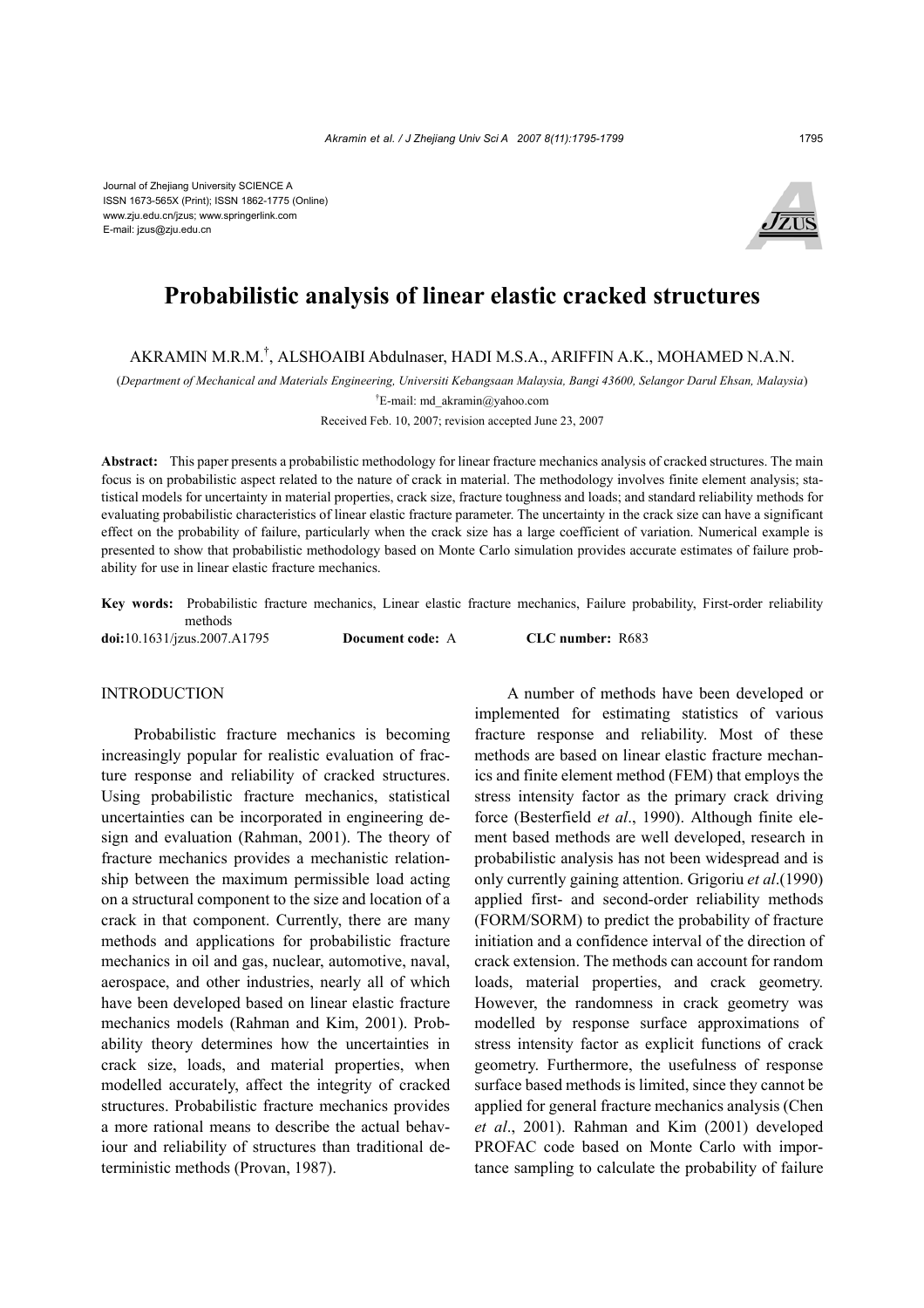Journal of Zhejiang University SCIENCE A
ISSN 1673-565X (Print); ISSN 1862-1775 (Online)
www.zju.edu.cn/jzus; www.springerlink.com
E-mail: jzus@zju.edu.cn

# Probabilistic analysis of linear elastic cracked structures

AKRAMIN M.R.M.[†], ALSHOAIBI Abdulnaser, HADI M.S.A., ARIFFIN A.K., MOHAMED N.A.N.

(*Department of Mechanical and Materials Engineering, Universiti Kebangsaan Malaysia, Bangi 43600, Selangor Darul Ehsan, Malaysia*)

[†]E-mail: md_akramin@yahoo.com

Received Feb. 10, 2007; revision accepted June 23, 2007

**Abstract:** This paper presents a probabilistic methodology for linear fracture mechanics analysis of cracked structures. The main focus is on probabilistic aspect related to the nature of crack in material. The methodology involves finite element analysis; statistical models for uncertainty in material properties, crack size, fracture toughness and loads; and standard reliability methods for evaluating probabilistic characteristics of linear elastic fracture parameter. The uncertainty in the crack size can have a significant effect on the probability of failure, particularly when the crack size has a large coefficient of variation. Numerical example is presented to show that probabilistic methodology based on Monte Carlo simulation provides accurate estimates of failure probability for use in linear elastic fracture mechanics.

**Key words:** Probabilistic fracture mechanics, Linear elastic fracture mechanics, Failure probability, First-order reliability methods

**doi:**10.1631/jzus.2007.A1795 **Document code:** A **CLC number:** R683

## INTRODUCTION

Probabilistic fracture mechanics is becoming increasingly popular for realistic evaluation of fracture response and reliability of cracked structures. Using probabilistic fracture mechanics, statistical uncertainties can be incorporated in engineering design and evaluation (Rahman, 2001). The theory of fracture mechanics provides a mechanistic relationship between the maximum permissible load acting on a structural component to the size and location of a crack in that component. Currently, there are many methods and applications for probabilistic fracture mechanics in oil and gas, nuclear, automotive, naval, aerospace, and other industries, nearly all of which have been developed based on linear elastic fracture mechanics models (Rahman and Kim, 2001). Probability theory determines how the uncertainties in crack size, loads, and material properties, when modelled accurately, affect the integrity of cracked structures. Probabilistic fracture mechanics provides a more rational means to describe the actual behaviour and reliability of structures than traditional deterministic methods (Provan, 1987).

A number of methods have been developed or implemented for estimating statistics of various fracture response and reliability. Most of these methods are based on linear elastic fracture mechanics and finite element method (FEM) that employs the stress intensity factor as the primary crack driving force (Besterfield *et al*., 1990). Although finite element based methods are well developed, research in probabilistic analysis has not been widespread and is only currently gaining attention. Grigoriu *et al*.(1990) applied first- and second-order reliability methods (FORM/SORM) to predict the probability of fracture initiation and a confidence interval of the direction of crack extension. The methods can account for random loads, material properties, and crack geometry. However, the randomness in crack geometry was modelled by response surface approximations of stress intensity factor as explicit functions of crack geometry. Furthermore, the usefulness of response surface based methods is limited, since they cannot be applied for general fracture mechanics analysis (Chen *et al*., 2001). Rahman and Kim (2001) developed PROFAC code based on Monte Carlo with importance sampling to calculate the probability of failure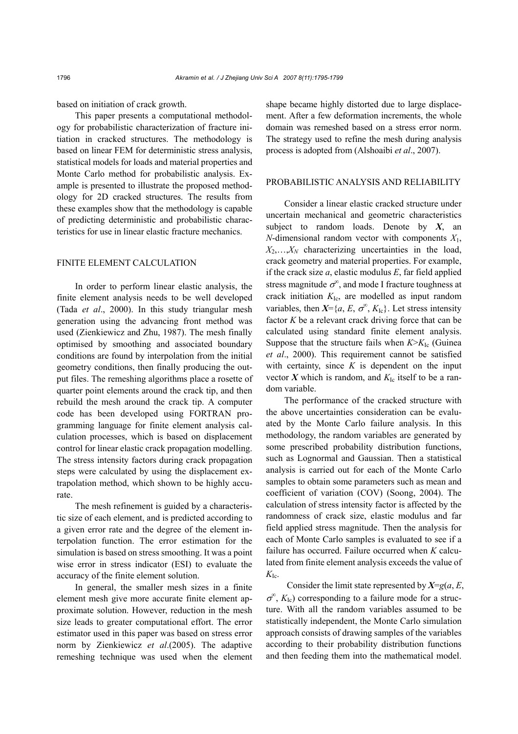based on initiation of crack growth.

This paper presents a computational methodology for probabilistic characterization of fracture initiation in cracked structures. The methodology is based on linear FEM for deterministic stress analysis, statistical models for loads and material properties and Monte Carlo method for probabilistic analysis. Example is presented to illustrate the proposed methodology for 2D cracked structures. The results from these examples show that the methodology is capable of predicting deterministic and probabilistic characteristics for use in linear elastic fracture mechanics.

## FINITE ELEMENT CALCULATION

In order to perform linear elastic analysis, the finite element analysis needs to be well developed (Tada *et al*., 2000). In this study triangular mesh generation using the advancing front method was used (Zienkiewicz and Zhu, 1987). The mesh finally optimised by smoothing and associated boundary conditions are found by interpolation from the initial geometry conditions, then finally producing the output files. The remeshing algorithms place a rosette of quarter point elements around the crack tip, and then rebuild the mesh around the crack tip. A computer code has been developed using FORTRAN programming language for finite element analysis calculation processes, which is based on displacement control for linear elastic crack propagation modelling. The stress intensity factors during crack propagation steps were calculated by using the displacement extrapolation method, which shown to be highly accurate.

The mesh refinement is guided by a characteristic size of each element, and is predicted according to a given error rate and the degree of the element interpolation function. The error estimation for the simulation is based on stress smoothing. It was a point wise error in stress indicator (ESI) to evaluate the accuracy of the finite element solution.

In general, the smaller mesh sizes in a finite element mesh give more accurate finite element approximate solution. However, reduction in the mesh size leads to greater computational effort. The error estimator used in this paper was based on stress error norm by Zienkiewicz *et al*.(2005). The adaptive remeshing technique was used when the element shape became highly distorted due to large displacement. After a few deformation increments, the whole domain was remeshed based on a stress error norm. The strategy used to refine the mesh during analysis process is adopted from (Alshoaibi *et al*., 2007).

## PROBABILISTIC ANALYSIS AND RELIABILITY

Consider a linear elastic cracked structure under uncertain mechanical and geometric characteristics subject to random loads. Denote by $\boldsymbol{X}$, an $N$-dimensional random vector with components $X_1$, $X_2$,…,$X_N$ characterizing uncertainties in the load, crack geometry and material properties. For example, if the crack size $a$, elastic modulus $E$, far field applied stress magnitude $\sigma^{\infty}$, and mode I fracture toughness at crack initiation $K_{\mathrm{Ic}}$, are modelled as input random variables, then $\boldsymbol{X}=\{a, E, \sigma^{\infty}, K_{\mathrm{Ic}}\}$. Let stress intensity factor $K$ be a relevant crack driving force that can be calculated using standard finite element analysis. Suppose that the structure fails when $K>K_{\mathrm{Ic}}$ (Guinea *et al*., 2000). This requirement cannot be satisfied with certainty, since $K$ is dependent on the input vector $\boldsymbol{X}$ which is random, and $K_{\mathrm{Ic}}$ itself to be a random variable.

The performance of the cracked structure with the above uncertainties consideration can be evaluated by the Monte Carlo failure analysis. In this methodology, the random variables are generated by some prescribed probability distribution functions, such as Lognormal and Gaussian. Then a statistical analysis is carried out for each of the Monte Carlo samples to obtain some parameters such as mean and coefficient of variation (COV) (Soong, 2004). The calculation of stress intensity factor is affected by the randomness of crack size, elastic modulus and far field applied stress magnitude. Then the analysis for each of Monte Carlo samples is evaluated to see if a failure has occurred. Failure occurred when $K$ calculated from finite element analysis exceeds the value of $K_{\mathrm{Ic}}$.

Consider the limit state represented by $\boldsymbol{X}=g(a, E, \sigma^{\infty}, K_{\mathrm{Ic}})$ corresponding to a failure mode for a structure. With all the random variables assumed to be statistically independent, the Monte Carlo simulation approach consists of drawing samples of the variables according to their probability distribution functions and then feeding them into the mathematical model.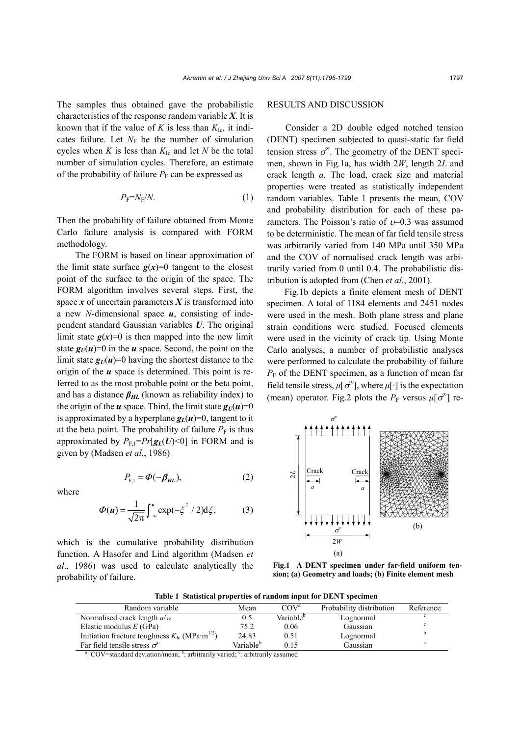The samples thus obtained gave the probabilistic characteristics of the response random variable $\boldsymbol{X}$. It is known that if the value of $K$ is less than $K_{\mathrm{Ic}}$, it indicates failure. Let $N_{\mathrm{F}}$ be the number of simulation cycles when $K$ is less than $K_{\mathrm{Ic}}$ and let $N$ be the total number of simulation cycles. Therefore, an estimate of the probability of failure $P_{\mathrm{F}}$ can be expressed as

$$P_{\mathrm{F}}=N_{\mathrm{F}}/N. \tag{1}$$

Then the probability of failure obtained from Monte Carlo failure analysis is compared with FORM methodology.

The FORM is based on linear approximation of the limit state surface $\boldsymbol{g}(\boldsymbol{x})=0$ tangent to the closest point of the surface to the origin of the space. The FORM algorithm involves several steps. First, the space $\boldsymbol{x}$ of uncertain parameters $\boldsymbol{X}$ is transformed into a new $N$-dimensional space $\boldsymbol{u}$, consisting of independent standard Gaussian variables $\boldsymbol{U}$. The original limit state $\boldsymbol{g}(\boldsymbol{x})=0$ is then mapped into the new limit state $\boldsymbol{g}_{\boldsymbol{U}}(\boldsymbol{u})=0$ in the $\boldsymbol{u}$ space. Second, the point on the limit state $\boldsymbol{g}_{\boldsymbol{U}}(\boldsymbol{u})=0$ having the shortest distance to the origin of the $\boldsymbol{u}$ space is determined. This point is referred to as the most probable point or the beta point, and has a distance $\boldsymbol{\beta}_{\boldsymbol{HL}}$ (known as reliability index) to the origin of the $\boldsymbol{u}$ space. Third, the limit state $\boldsymbol{g}_{\boldsymbol{U}}(\boldsymbol{u})=0$ is approximated by a hyperplane $\boldsymbol{g}_{\boldsymbol{L}}(\boldsymbol{u})=0$, tangent to it at the beta point. The probability of failure $P_{\mathrm{F}}$ is thus approximated by $P_{\mathrm{F},1}=Pr[\boldsymbol{g}_{\boldsymbol{L}}(\boldsymbol{U})<0]$ in FORM and is given by (Madsen *et al*., 1986)

$$P_{\mathrm{F},1}=\Phi(-\boldsymbol{\beta}_{\boldsymbol{HL}}), \tag{2}$$

where

$$\Phi(\boldsymbol{u})=\frac{1}{\sqrt{2\pi}}\int_{-\infty}^{\boldsymbol{u}}\exp(-\xi^2/2)\mathrm{d}\xi, \tag{3}$$

which is the cumulative probability distribution function. A Hasofer and Lind algorithm (Madsen *et al*., 1986) was used to calculate analytically the probability of failure.

## RESULTS AND DISCUSSION

Consider a 2D double edged notched tension (DENT) specimen subjected to quasi-static far field tension stress $\sigma^{\infty}$. The geometry of the DENT specimen, shown in Fig.1a, has width $2W$, length $2L$ and crack length $a$. The load, crack size and material properties were treated as statistically independent random variables. Table 1 presents the mean, COV and probability distribution for each of these parameters. The Poisson's ratio of $\upsilon=0.3$ was assumed to be deterministic. The mean of far field tensile stress was arbitrarily varied from 140 MPa until 350 MPa and the COV of normalised crack length was arbitrarily varied from 0 until 0.4. The probabilistic distribution is adopted from (Chen *et al*., 2001).

Fig.1b depicts a finite element mesh of DENT specimen. A total of 1184 elements and 2451 nodes were used in the mesh. Both plane stress and plane strain conditions were studied. Focused elements were used in the vicinity of crack tip. Using Monte Carlo analyses, a number of probabilistic analyses were performed to calculate the probability of failure $P_{\mathrm{F}}$ of the DENT specimen, as a function of mean far field tensile stress, $\mu[\sigma^{\infty}]$, where $\mu[\cdot]$ is the expectation (mean) operator. Fig.2 plots the $P_{\mathrm{F}}$ versus $\mu[\sigma^{\infty}]$ re-

**Fig.1 A DENT specimen under far-field uniform tension; (a) Geometry and loads; (b) Finite element mesh**

**Table 1 Statistical properties of random input for DENT specimen**

| Random variable | Mean | COV[a] | Probability distribution | Reference |
|---|---|---|---|---|
| Normalised crack length $a/w$ | 0.5 | Variable[b] | Lognormal | [c] |
| Elastic modulus $E$ (GPa) | 75.2 | 0.06 | Gaussian | [c] |
| Initiation fracture toughness $K_{\mathrm{Ic}}$ (MPa·m$^{1/2}$) | 24.83 | 0.51 | Lognormal | [b] |
| Far field tensile stress $\sigma^{\infty}$ | Variable[b] | 0.15 | Gaussian | [c] |

[a]: COV=standard deviation/mean; [b]: arbitrarily varied; [c]: arbitrarily assumed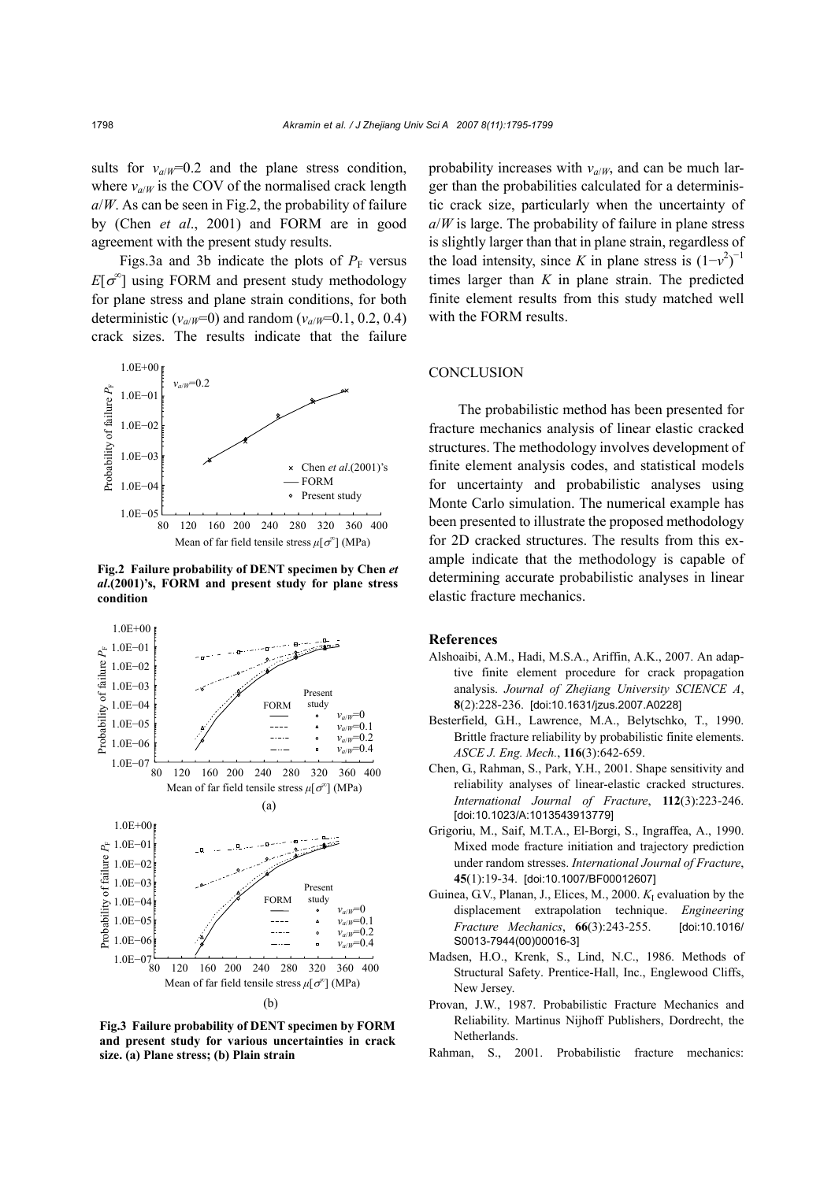sults for $v_{a/W}$=0.2 and the plane stress condition, where $v_{a/W}$ is the COV of the normalised crack length $a/W$. As can be seen in Fig.2, the probability of failure by (Chen *et al*., 2001) and FORM are in good agreement with the present study results.

Figs.3a and 3b indicate the plots of $P_F$ versus $E[\sigma^{\infty}]$ using FORM and present study methodology for plane stress and plane strain conditions, for both deterministic ($v_{a/W}$=0) and random ($v_{a/W}$=0.1, 0.2, 0.4) crack sizes. The results indicate that the failure probability increases with $v_{a/W}$, and can be much larger than the probabilities calculated for a deterministic crack size, particularly when the uncertainty of $a/W$ is large. The probability of failure in plane stress is slightly larger than that in plane strain, regardless of the load intensity, since $K$ in plane stress is $(1-\nu^2)^{-1}$ times larger than $K$ in plane strain. The predicted finite element results from this study matched well with the FORM results.

**Fig.2 Failure probability of DENT specimen by Chen *et al*.(2001)'s, FORM and present study for plane stress condition**

**Fig.3 Failure probability of DENT specimen by FORM and present study for various uncertainties in crack size. (a) Plane stress; (b) Plain strain**

## CONCLUSION

The probabilistic method has been presented for fracture mechanics analysis of linear elastic cracked structures. The methodology involves development of finite element analysis codes, and statistical models for uncertainty and probabilistic analyses using Monte Carlo simulation. The numerical example has been presented to illustrate the proposed methodology for 2D cracked structures. The results from this example indicate that the methodology is capable of determining accurate probabilistic analyses in linear elastic fracture mechanics.

## References

Alshoaibi, A.M., Hadi, M.S.A., Ariffin, A.K., 2007. An adaptive finite element procedure for crack propagation analysis. *Journal of Zhejiang University SCIENCE A*, **8**(2):228-236. [doi:10.1631/jzus.2007.A0228]

Besterfield, G.H., Lawrence, M.A., Belytschko, T., 1990. Brittle fracture reliability by probabilistic finite elements. *ASCE J. Eng. Mech.*, **116**(3):642-659.

Chen, G., Rahman, S., Park, Y.H., 2001. Shape sensitivity and reliability analyses of linear-elastic cracked structures. *International Journal of Fracture*, **112**(3):223-246. [doi:10.1023/A:1013543913779]

Grigoriu, M., Saif, M.T.A., El-Borgi, S., Ingraffea, A., 1990. Mixed mode fracture initiation and trajectory prediction under random stresses. *International Journal of Fracture*, **45**(1):19-34. [doi:10.1007/BF00012607]

Guinea, G.V., Planan, J., Elices, M., 2000. $K_I$ evaluation by the displacement extrapolation technique. *Engineering Fracture Mechanics*, **66**(3):243-255. [doi:10.1016/S0013-7944(00)00016-3]

Madsen, H.O., Krenk, S., Lind, N.C., 1986. Methods of Structural Safety. Prentice-Hall, Inc., Englewood Cliffs, New Jersey.

Provan, J.W., 1987. Probabilistic Fracture Mechanics and Reliability. Martinus Nijhoff Publishers, Dordrecht, the Netherlands.

Rahman, S., 2001. Probabilistic fracture mechanics: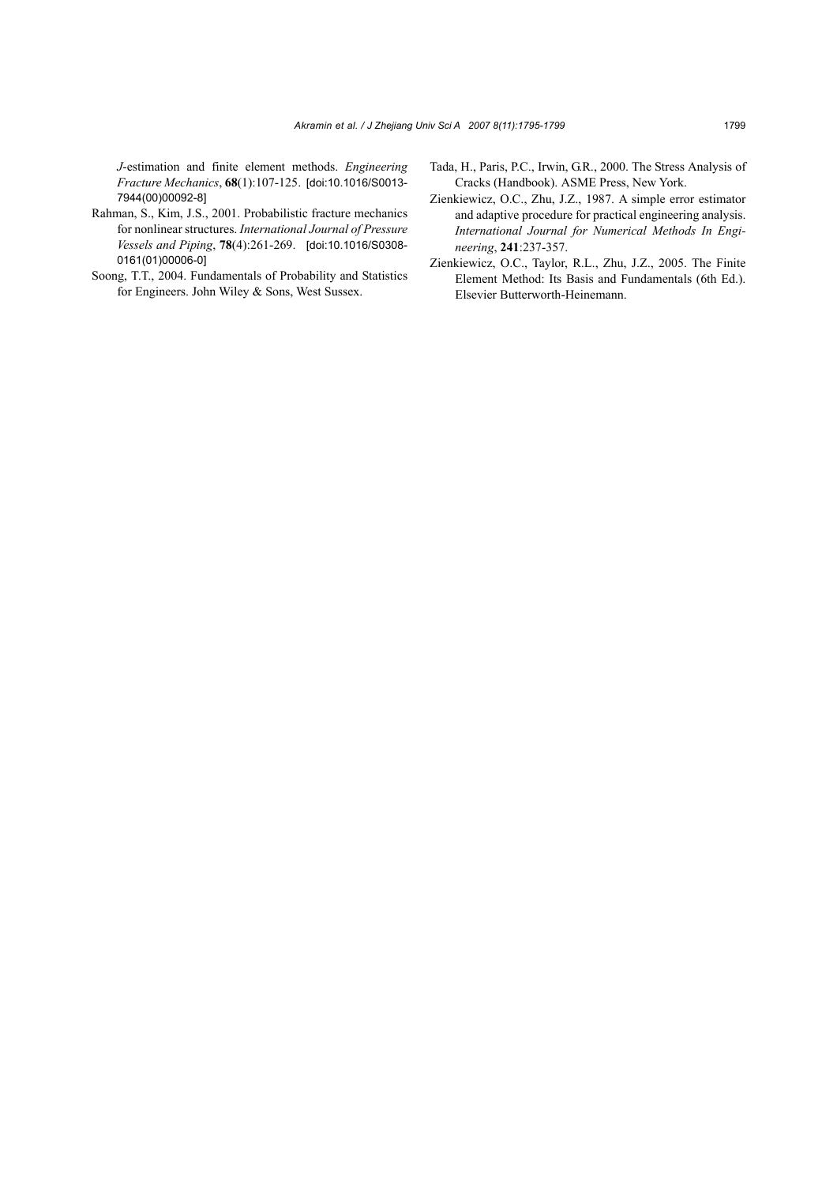*J*-estimation and finite element methods. *Engineering Fracture Mechanics*, **68**(1):107-125. [doi:10.1016/S0013-7944(00)00092-8]

Rahman, S., Kim, J.S., 2001. Probabilistic fracture mechanics for nonlinear structures. *International Journal of Pressure Vessels and Piping*, **78**(4):261-269. [doi:10.1016/S0308-0161(01)00006-0]

Soong, T.T., 2004. Fundamentals of Probability and Statistics for Engineers. John Wiley & Sons, West Sussex.

Tada, H., Paris, P.C., Irwin, G.R., 2000. The Stress Analysis of Cracks (Handbook). ASME Press, New York.

Zienkiewicz, O.C., Zhu, J.Z., 1987. A simple error estimator and adaptive procedure for practical engineering analysis. *International Journal for Numerical Methods In Engineering*, **241**:237-357.

Zienkiewicz, O.C., Taylor, R.L., Zhu, J.Z., 2005. The Finite Element Method: Its Basis and Fundamentals (6th Ed.). Elsevier Butterworth-Heinemann.